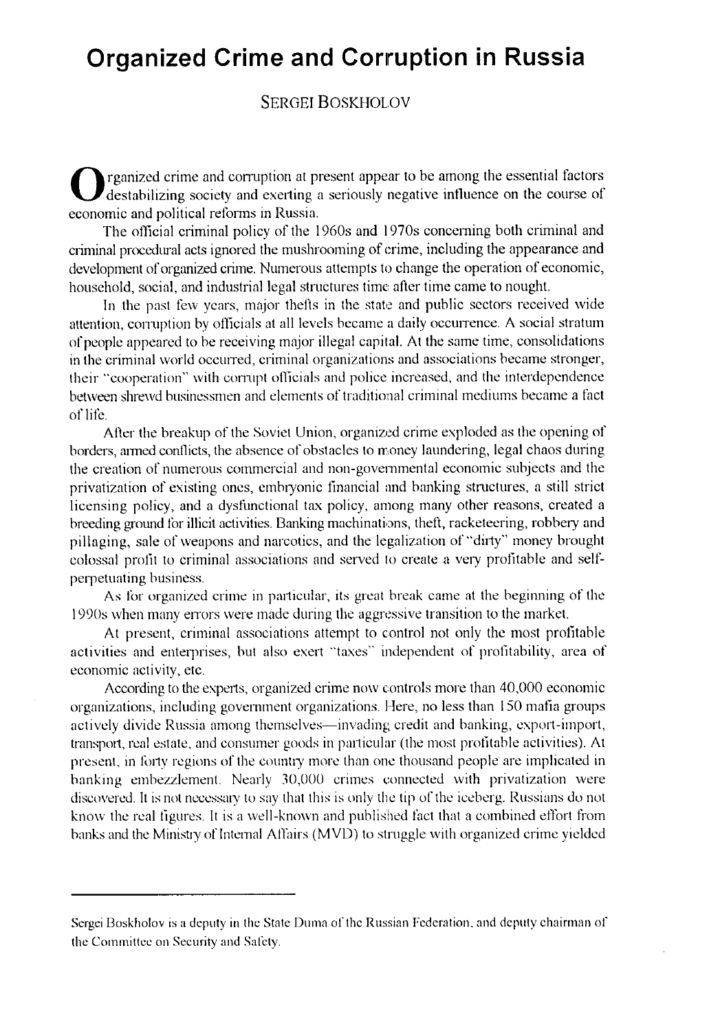# Organized Crime and Corruption in Russia

SERGEI BOSKHOLOV

Organized crime and corruption at present appear to be among the essential factors destabilizing society and exerting a seriously negative influence on the course of economic and political reforms in Russia.

The official criminal policy of the 1960s and 1970s concerning both criminal and criminal procedural acts ignored the mushrooming of crime, including the appearance and development of organized crime. Numerous attempts to change the operation of economic, household, social, and industrial legal structures time after time came to nought.

In the past few years, major thefts in the state and public sectors received wide attention, corruption by officials at all levels became a daily occurrence. A social stratum of people appeared to be receiving major illegal capital. At the same time, consolidations in the criminal world occurred, criminal organizations and associations became stronger, their "cooperation" with corrupt officials and police increased, and the interdependence between shrewd businessmen and elements of traditional criminal mediums became a fact of life.

After the breakup of the Soviet Union, organized crime exploded as the opening of borders, armed conflicts, the absence of obstacles to money laundering, legal chaos during the creation of numerous commercial and non-governmental economic subjects and the privatization of existing ones, embryonic financial and banking structures, a still strict licensing policy, and a dysfunctional tax policy, among many other reasons, created a breeding ground for illicit activities. Banking machinations, theft, racketeering, robbery and pillaging, sale of weapons and narcotics, and the legalization of "dirty" money brought colossal profit to criminal associations and served to create a very profitable and self-perpetuating business.

As for organized crime in particular, its great break came at the beginning of the 1990s when many errors were made during the aggressive transition to the market.

At present, criminal associations attempt to control not only the most profitable activities and enterprises, but also exert "taxes" independent of profitability, area of economic activity, etc.

According to the experts, organized crime now controls more than 40,000 economic organizations, including government organizations. Here, no less than 150 mafia groups actively divide Russia among themselves—invading credit and banking, export-import, transport, real estate, and consumer goods in particular (the most profitable activities). At present, in forty regions of the country more than one thousand people are implicated in banking embezzlement. Nearly 30,000 crimes connected with privatization were discovered. It is not necessary to say that this is only the tip of the iceberg. Russians do not know the real figures. It is a well-known and published fact that a combined effort from banks and the Ministry of Internal Affairs (MVD) to struggle with organized crime yielded

---

Sergei Boskholov is a deputy in the State Duma of the Russian Federation, and deputy chairman of the Committee on Security and Safety.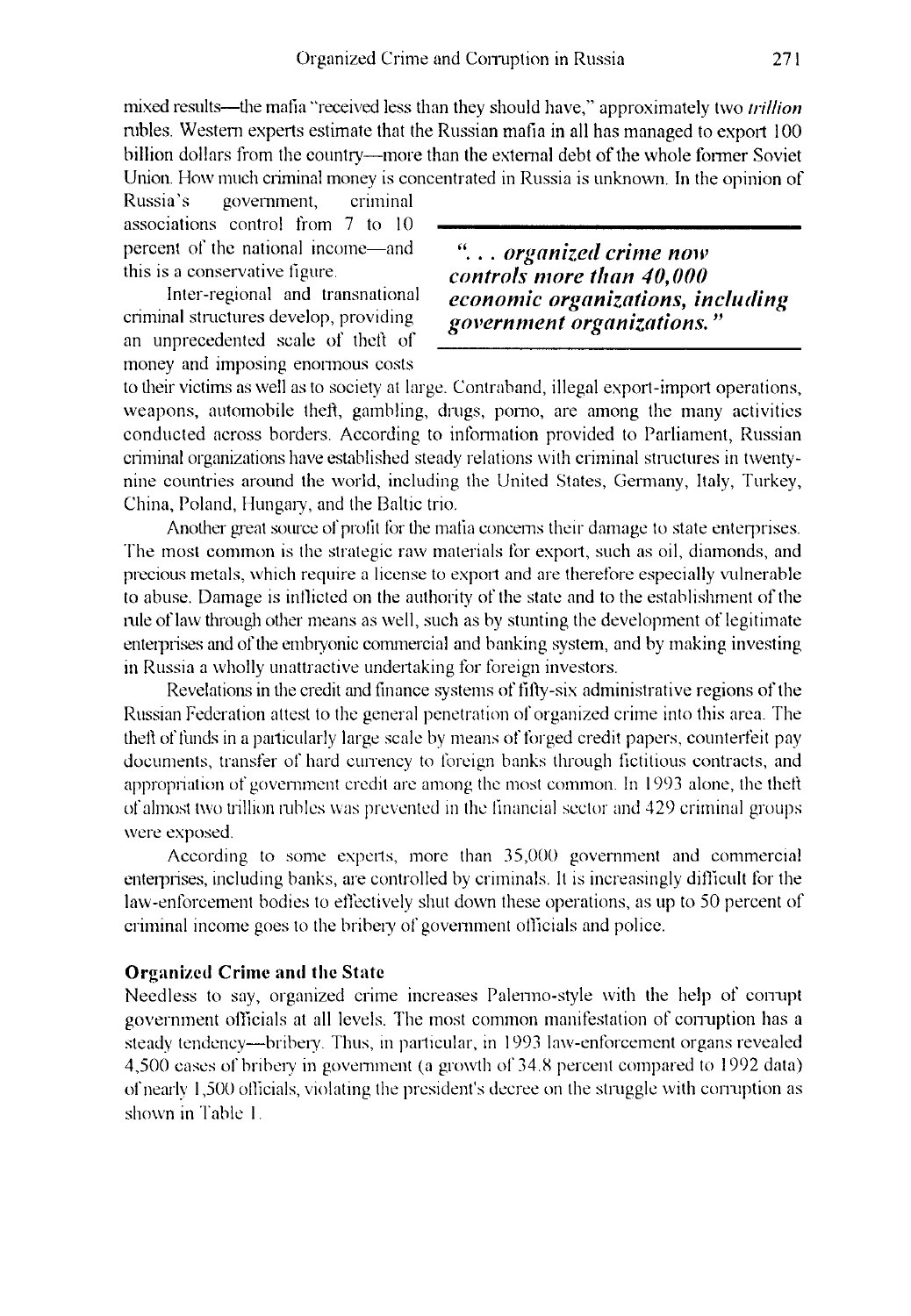mixed results—the mafia "received less than they should have," approximately two *trillion* rubles. Western experts estimate that the Russian mafia in all has managed to export 100 billion dollars from the country—more than the external debt of the whole former Soviet Union. How much criminal money is concentrated in Russia is unknown. In the opinion of Russia's government, criminal associations control from 7 to 10 percent of the national income—and this is a conservative figure.

Inter-regional and transnational criminal structures develop, providing an unprecedented scale of theft of money and imposing enormous costs to their victims as well as to society at large. Contraband, illegal export-import operations, weapons, automobile theft, gambling, drugs, porno, are among the many activities conducted across borders. According to information provided to Parliament, Russian criminal organizations have established steady relations with criminal structures in twenty-nine countries around the world, including the United States, Germany, Italy, Turkey, China, Poland, Hungary, and the Baltic trio.

> ***". . . organized crime now controls more than 40,000 economic organizations, including government organizations."***

Another great source of profit for the mafia concerns their damage to state enterprises. The most common is the strategic raw materials for export, such as oil, diamonds, and precious metals, which require a license to export and are therefore especially vulnerable to abuse. Damage is inflicted on the authority of the state and to the establishment of the rule of law through other means as well, such as by stunting the development of legitimate enterprises and of the embryonic commercial and banking system, and by making investing in Russia a wholly unattractive undertaking for foreign investors.

Revelations in the credit and finance systems of fifty-six administrative regions of the Russian Federation attest to the general penetration of organized crime into this area. The theft of funds in a particularly large scale by means of forged credit papers, counterfeit pay documents, transfer of hard currency to foreign banks through fictitious contracts, and appropriation of government credit are among the most common. In 1993 alone, the theft of almost two trillion rubles was prevented in the financial sector and 429 criminal groups were exposed.

According to some experts, more than 35,000 government and commercial enterprises, including banks, are controlled by criminals. It is increasingly difficult for the law-enforcement bodies to effectively shut down these operations, as up to 50 percent of criminal income goes to the bribery of government officials and police.

## Organized Crime and the State

Needless to say, organized crime increases Palermo-style with the help of corrupt government officials at all levels. The most common manifestation of corruption has a steady tendency—bribery. Thus, in particular, in 1993 law-enforcement organs revealed 4,500 cases of bribery in government (a growth of 34.8 percent compared to 1992 data) of nearly 1,500 officials, violating the president's decree on the struggle with corruption as shown in Table 1.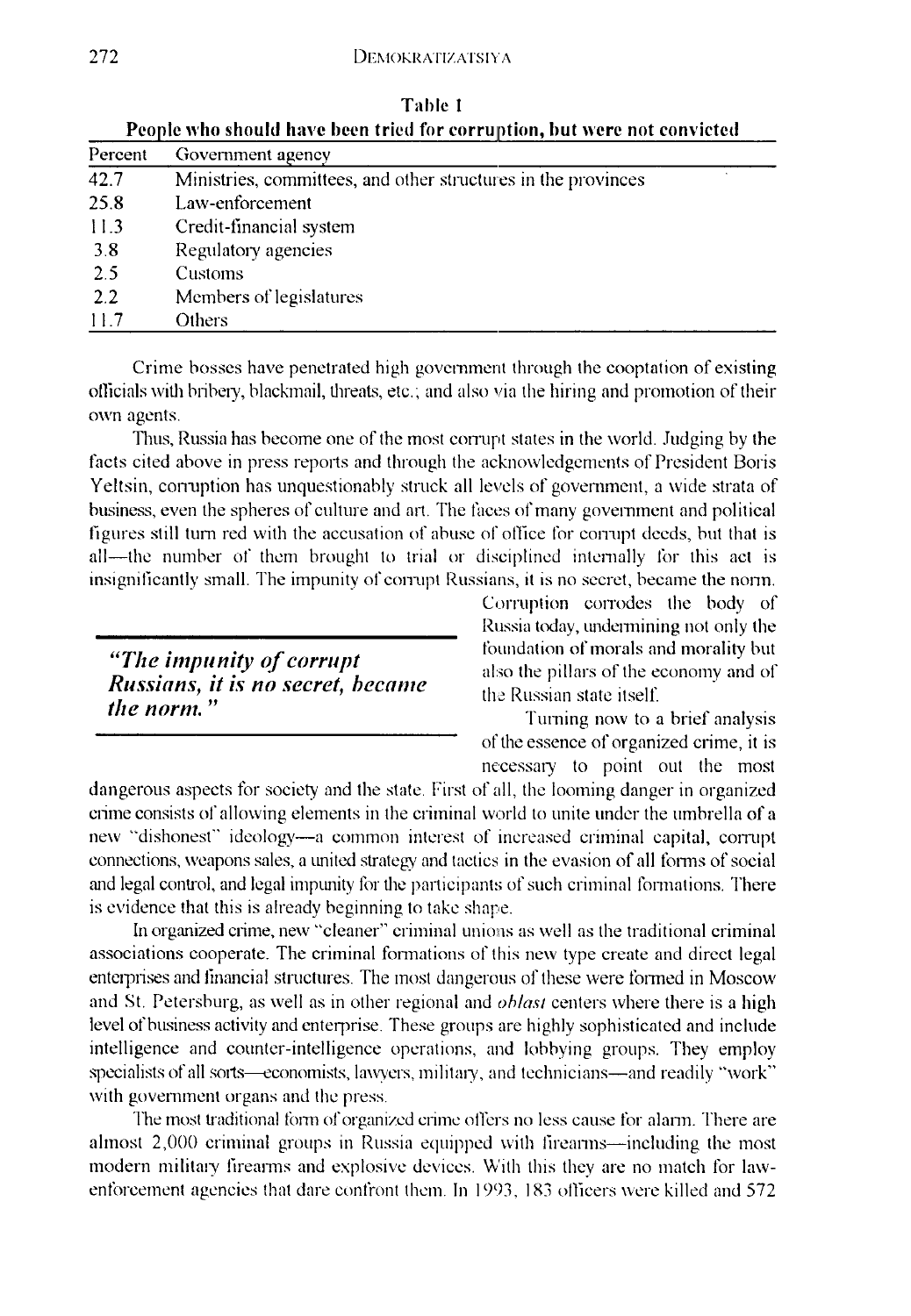**Table 1**

**People who should have been tried for corruption, but were not convicted**

| Percent | Government agency |
|---|---|
| 42.7 | Ministries, committees, and other structures in the provinces |
| 25.8 | Law-enforcement |
| 11.3 | Credit-financial system |
| 3.8 | Regulatory agencies |
| 2.5 | Customs |
| 2.2 | Members of legislatures |
| 11.7 | Others |

Crime bosses have penetrated high government through the cooptation of existing officials with bribery, blackmail, threats, etc.; and also via the hiring and promotion of their own agents.

Thus, Russia has become one of the most corrupt states in the world. Judging by the facts cited above in press reports and through the acknowledgements of President Boris Yeltsin, corruption has unquestionably struck all levels of government, a wide strata of business, even the spheres of culture and art. The faces of many government and political figures still turn red with the accusation of abuse of office for corrupt deeds, but that is all—the number of them brought to trial or disciplined internally for this act is insignificantly small. The impunity of corrupt Russians, it is no secret, became the norm. Corruption corrodes the body of Russia today, undermining not only the foundation of morals and morality but also the pillars of the economy and of the Russian state itself.

> ***"The impunity of corrupt Russians, it is no secret, became the norm."***

Turning now to a brief analysis of the essence of organized crime, it is necessary to point out the most dangerous aspects for society and the state. First of all, the looming danger in organized crime consists of allowing elements in the criminal world to unite under the umbrella of a new "dishonest" ideology—a common interest of increased criminal capital, corrupt connections, weapons sales, a united strategy and tactics in the evasion of all forms of social and legal control, and legal impunity for the participants of such criminal formations. There is evidence that this is already beginning to take shape.

In organized crime, new "cleaner" criminal unions as well as the traditional criminal associations cooperate. The criminal formations of this new type create and direct legal enterprises and financial structures. The most dangerous of these were formed in Moscow and St. Petersburg, as well as in other regional and *oblast* centers where there is a high level of business activity and enterprise. These groups are highly sophisticated and include intelligence and counter-intelligence operations, and lobbying groups. They employ specialists of all sorts—economists, lawyers, military, and technicians—and readily "work" with government organs and the press.

The most traditional form of organized crime offers no less cause for alarm. There are almost 2,000 criminal groups in Russia equipped with firearms—including the most modern military firearms and explosive devices. With this they are no match for law-enforcement agencies that dare confront them. In 1993, 183 officers were killed and 572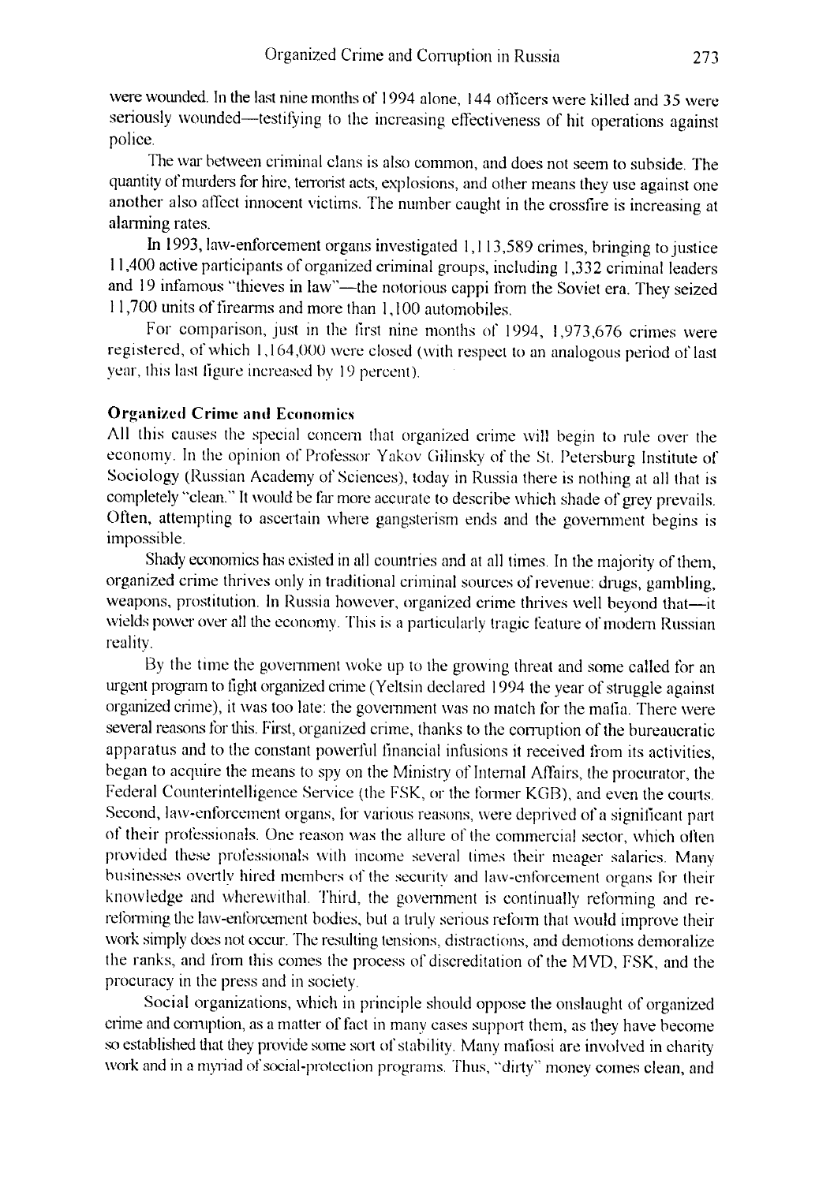were wounded. In the last nine months of 1994 alone, 144 officers were killed and 35 were seriously wounded—testifying to the increasing effectiveness of hit operations against police.

The war between criminal clans is also common, and does not seem to subside. The quantity of murders for hire, terrorist acts, explosions, and other means they use against one another also affect innocent victims. The number caught in the crossfire is increasing at alarming rates.

In 1993, law-enforcement organs investigated 1,113,589 crimes, bringing to justice 11,400 active participants of organized criminal groups, including 1,332 criminal leaders and 19 infamous "thieves in law"—the notorious cappi from the Soviet era. They seized 11,700 units of firearms and more than 1,100 automobiles.

For comparison, just in the first nine months of 1994, 1,973,676 crimes were registered, of which 1,164,000 were closed (with respect to an analogous period of last year, this last figure increased by 19 percent).

**Organized Crime and Economics**

All this causes the special concern that organized crime will begin to rule over the economy. In the opinion of Professor Yakov Gilinsky of the St. Petersburg Institute of Sociology (Russian Academy of Sciences), today in Russia there is nothing at all that is completely "clean." It would be far more accurate to describe which shade of grey prevails. Often, attempting to ascertain where gangsterism ends and the government begins is impossible.

Shady economics has existed in all countries and at all times. In the majority of them, organized crime thrives only in traditional criminal sources of revenue: drugs, gambling, weapons, prostitution. In Russia however, organized crime thrives well beyond that—it wields power over all the economy. This is a particularly tragic feature of modern Russian reality.

By the time the government woke up to the growing threat and some called for an urgent program to fight organized crime (Yeltsin declared 1994 the year of struggle against organized crime), it was too late: the government was no match for the mafia. There were several reasons for this. First, organized crime, thanks to the corruption of the bureaucratic apparatus and to the constant powerful financial infusions it received from its activities, began to acquire the means to spy on the Ministry of Internal Affairs, the procurator, the Federal Counterintelligence Service (the FSK, or the former KGB), and even the courts. Second, law-enforcement organs, for various reasons, were deprived of a significant part of their professionals. One reason was the allure of the commercial sector, which often provided these professionals with income several times their meager salaries. Many businesses overtly hired members of the security and law-enforcement organs for their knowledge and wherewithal. Third, the government is continually reforming and re-reforming the law-enforcement bodies, but a truly serious reform that would improve their work simply does not occur. The resulting tensions, distractions, and demotions demoralize the ranks, and from this comes the process of discreditation of the MVD, FSK, and the procuracy in the press and in society.

Social organizations, which in principle should oppose the onslaught of organized crime and corruption, as a matter of fact in many cases support them, as they have become so established that they provide some sort of stability. Many mafiosi are involved in charity work and in a myriad of social-protection programs. Thus, "dirty" money comes clean, and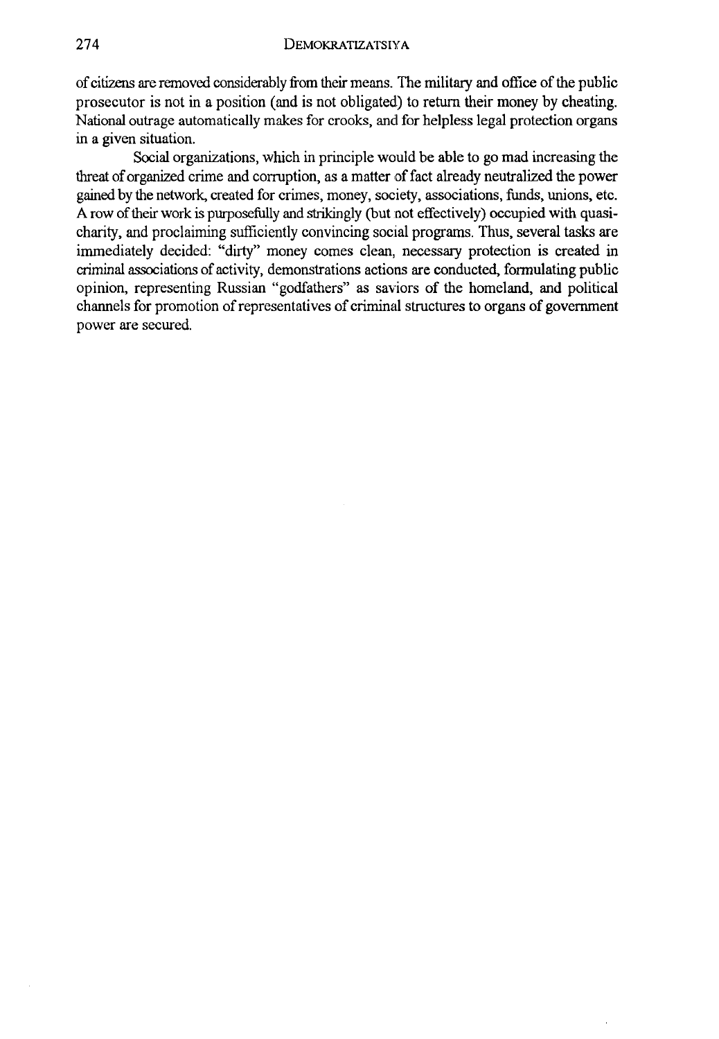of citizens are removed considerably from their means. The military and office of the public prosecutor is not in a position (and is not obligated) to return their money by cheating. National outrage automatically makes for crooks, and for helpless legal protection organs in a given situation.

Social organizations, which in principle would be able to go mad increasing the threat of organized crime and corruption, as a matter of fact already neutralized the power gained by the network, created for crimes, money, society, associations, funds, unions, etc. A row of their work is purposefully and strikingly (but not effectively) occupied with quasi-charity, and proclaiming sufficiently convincing social programs. Thus, several tasks are immediately decided: "dirty" money comes clean, necessary protection is created in criminal associations of activity, demonstrations actions are conducted, formulating public opinion, representing Russian "godfathers" as saviors of the homeland, and political channels for promotion of representatives of criminal structures to organs of government power are secured.